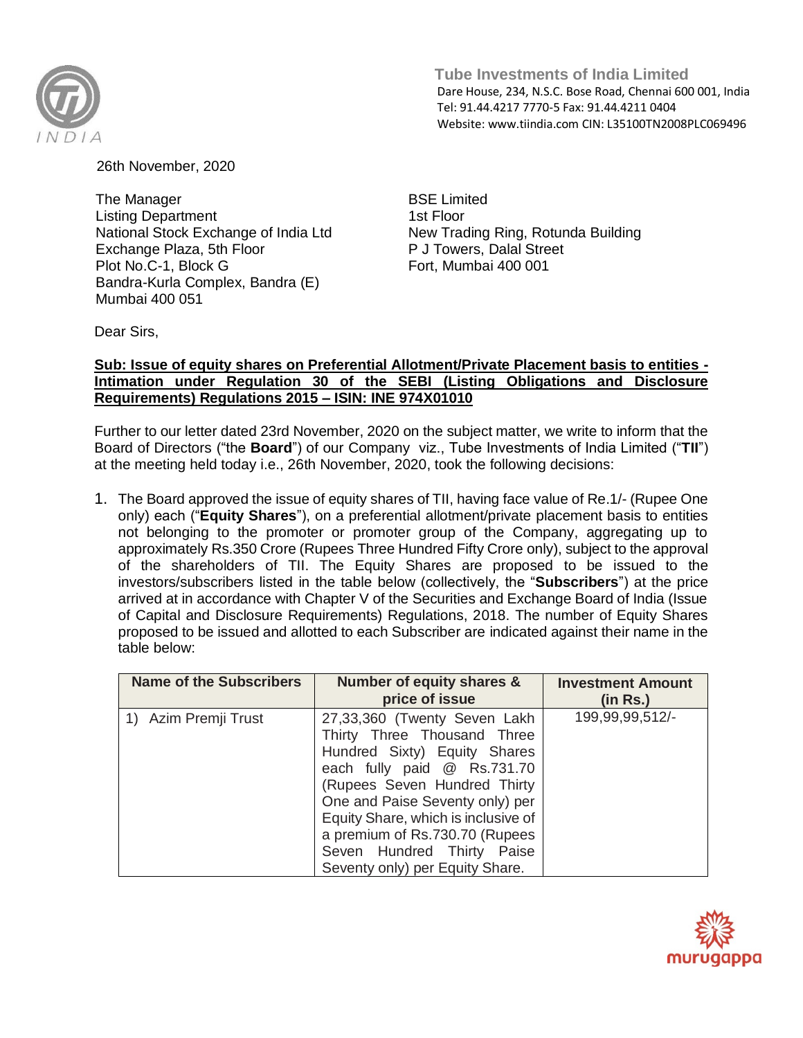**Tube Investments of India Limited**
Dare House, 234, N.S.C. Bose Road, Chennai 600 001, India
Tel: 91.44.4217 7770-5 Fax: 91.44.4211 0404
Website: www.tiindia.com CIN: L35100TN2008PLC069496

26th November, 2020

The Manager
Listing Department
National Stock Exchange of India Ltd
Exchange Plaza, 5th Floor
Plot No.C-1, Block G
Bandra-Kurla Complex, Bandra (E)
Mumbai 400 051

BSE Limited
1st Floor
New Trading Ring, Rotunda Building
P J Towers, Dalal Street
Fort, Mumbai 400 001

Dear Sirs,

**Sub: Issue of equity shares on Preferential Allotment/Private Placement basis to entities - Intimation under Regulation 30 of the SEBI (Listing Obligations and Disclosure Requirements) Regulations 2015 – ISIN: INE 974X01010**

Further to our letter dated 23rd November, 2020 on the subject matter, we write to inform that the Board of Directors ("the **Board**") of our Company viz., Tube Investments of India Limited ("**TII**") at the meeting held today i.e., 26th November, 2020, took the following decisions:

1. The Board approved the issue of equity shares of TII, having face value of Re.1/- (Rupee One only) each ("**Equity Shares**"), on a preferential allotment/private placement basis to entities not belonging to the promoter or promoter group of the Company, aggregating up to approximately Rs.350 Crore (Rupees Three Hundred Fifty Crore only), subject to the approval of the shareholders of TII. The Equity Shares are proposed to be issued to the investors/subscribers listed in the table below (collectively, the "**Subscribers**") at the price arrived at in accordance with Chapter V of the Securities and Exchange Board of India (Issue of Capital and Disclosure Requirements) Regulations, 2018. The number of Equity Shares proposed to be issued and allotted to each Subscriber are indicated against their name in the table below:

| Name of the Subscribers | Number of equity shares & price of issue | Investment Amount (in Rs.) |
|---|---|---|
| 1) Azim Premji Trust | 27,33,360 (Twenty Seven Lakh Thirty Three Thousand Three Hundred Sixty) Equity Shares each fully paid @ Rs.731.70 (Rupees Seven Hundred Thirty One and Paise Seventy only) per Equity Share, which is inclusive of a premium of Rs.730.70 (Rupees Seven Hundred Thirty Paise Seventy only) per Equity Share. | 199,99,99,512/- |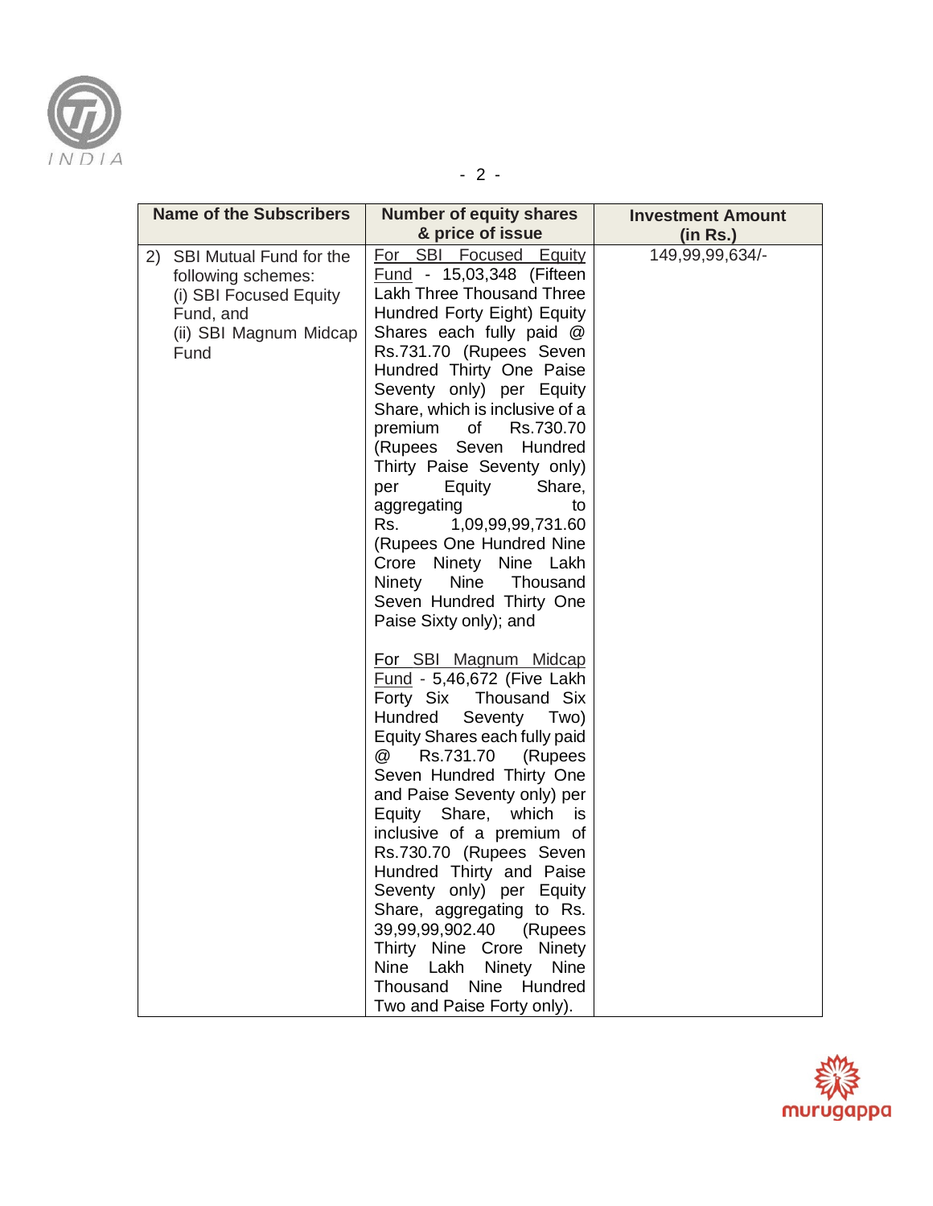| Name of the Subscribers | Number of equity shares & price of issue | Investment Amount (in Rs.) |
|---|---|---|
| 2) SBI Mutual Fund for the following schemes:<br>(i) SBI Focused Equity Fund, and<br>(ii) SBI Magnum Midcap Fund | <u>For SBI Focused Equity Fund</u> - 15,03,348 (Fifteen Lakh Three Thousand Three Hundred Forty Eight) Equity Shares each fully paid @ Rs.731.70 (Rupees Seven Hundred Thirty One Paise Seventy only) per Equity Share, which is inclusive of a premium of Rs.730.70 (Rupees Seven Hundred Thirty Paise Seventy only) per Equity Share, aggregating to Rs. 1,09,99,99,731.60 (Rupees One Hundred Nine Crore Ninety Nine Lakh Ninety Nine Thousand Seven Hundred Thirty One Paise Sixty only); and<br><br><u>For SBI Magnum Midcap Fund</u> - 5,46,672 (Five Lakh Forty Six Thousand Six Hundred Seventy Two) Equity Shares each fully paid @ Rs.731.70 (Rupees Seven Hundred Thirty One and Paise Seventy only) per Equity Share, which is inclusive of a premium of Rs.730.70 (Rupees Seven Hundred Thirty and Paise Seventy only) per Equity Share, aggregating to Rs. 39,99,99,902.40 (Rupees Thirty Nine Crore Ninety Nine Lakh Ninety Nine Thousand Nine Hundred Two and Paise Forty only). | 149,99,99,634/- |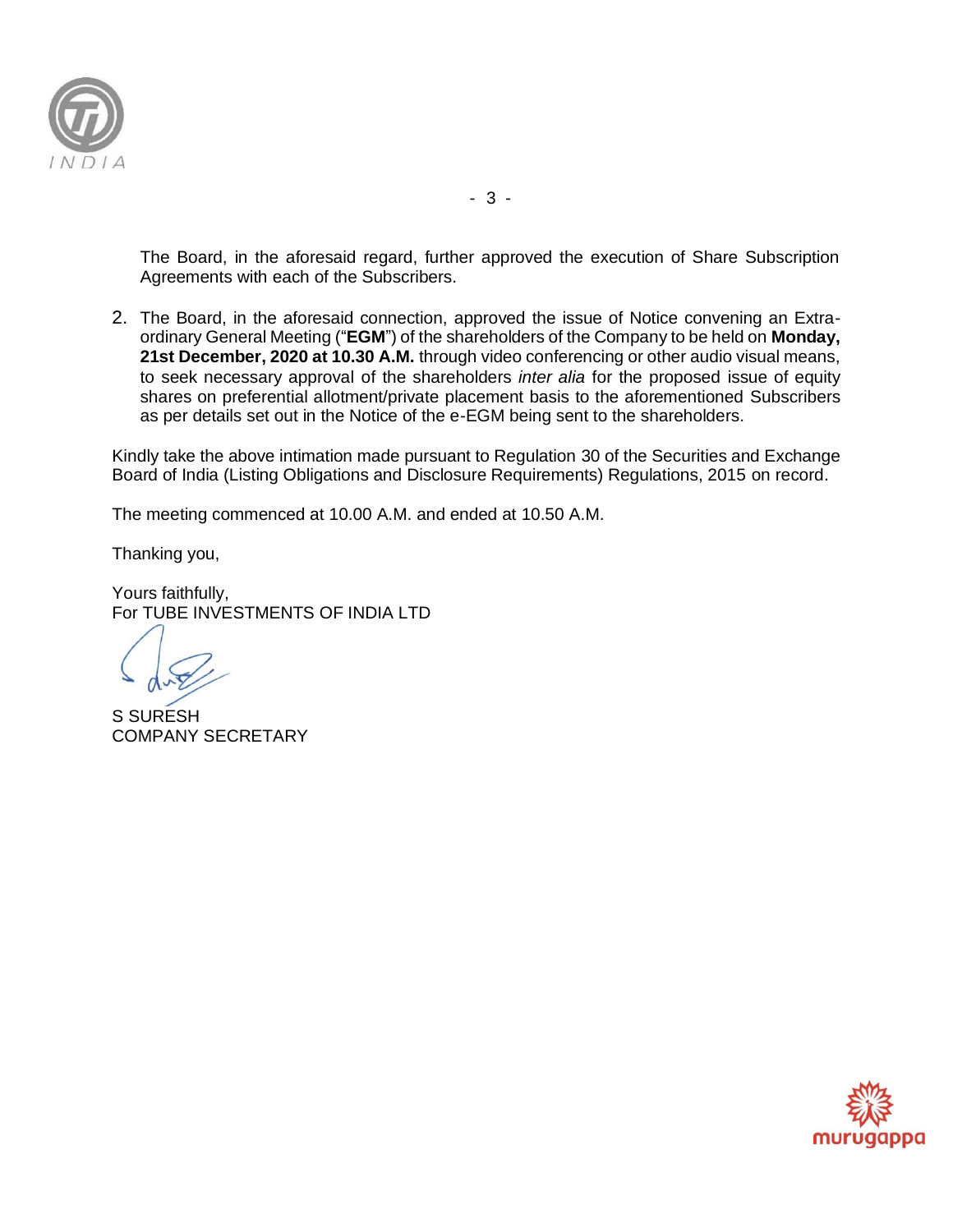The Board, in the aforesaid regard, further approved the execution of Share Subscription Agreements with each of the Subscribers.

2. The Board, in the aforesaid connection, approved the issue of Notice convening an Extra-ordinary General Meeting ("**EGM**") of the shareholders of the Company to be held on **Monday, 21st December, 2020 at 10.30 A.M.** through video conferencing or other audio visual means, to seek necessary approval of the shareholders *inter alia* for the proposed issue of equity shares on preferential allotment/private placement basis to the aforementioned Subscribers as per details set out in the Notice of the e-EGM being sent to the shareholders.

Kindly take the above intimation made pursuant to Regulation 30 of the Securities and Exchange Board of India (Listing Obligations and Disclosure Requirements) Regulations, 2015 on record.

The meeting commenced at 10.00 A.M. and ended at 10.50 A.M.

Thanking you,

Yours faithfully,
For TUBE INVESTMENTS OF INDIA LTD

S SURESH
COMPANY SECRETARY